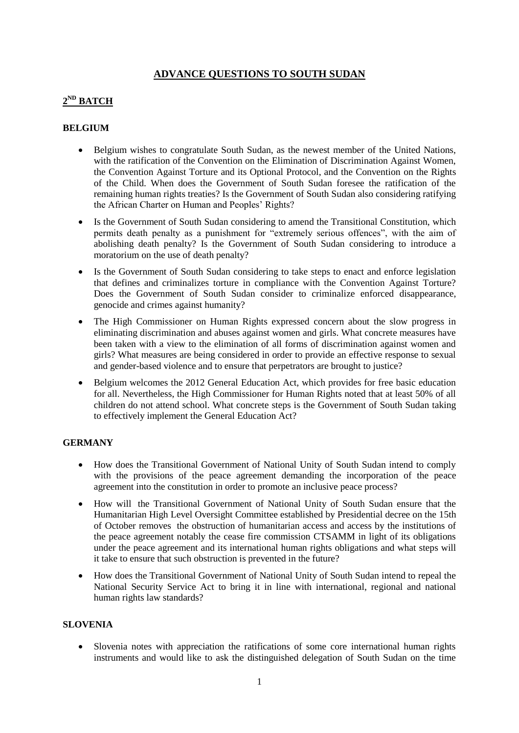# ADVANCE QUESTIONS TO SOUTH SUDAN

## 2ND BATCH

### BELGIUM

- Belgium wishes to congratulate South Sudan, as the newest member of the United Nations, with the ratification of the Convention on the Elimination of Discrimination Against Women, the Convention Against Torture and its Optional Protocol, and the Convention on the Rights of the Child. When does the Government of South Sudan foresee the ratification of the remaining human rights treaties? Is the Government of South Sudan also considering ratifying the African Charter on Human and Peoples' Rights?

- Is the Government of South Sudan considering to amend the Transitional Constitution, which permits death penalty as a punishment for "extremely serious offences", with the aim of abolishing death penalty? Is the Government of South Sudan considering to introduce a moratorium on the use of death penalty?

- Is the Government of South Sudan considering to take steps to enact and enforce legislation that defines and criminalizes torture in compliance with the Convention Against Torture? Does the Government of South Sudan consider to criminalize enforced disappearance, genocide and crimes against humanity?

- The High Commissioner on Human Rights expressed concern about the slow progress in eliminating discrimination and abuses against women and girls. What concrete measures have been taken with a view to the elimination of all forms of discrimination against women and girls? What measures are being considered in order to provide an effective response to sexual and gender-based violence and to ensure that perpetrators are brought to justice?

- Belgium welcomes the 2012 General Education Act, which provides for free basic education for all. Nevertheless, the High Commissioner for Human Rights noted that at least 50% of all children do not attend school. What concrete steps is the Government of South Sudan taking to effectively implement the General Education Act?

### GERMANY

- How does the Transitional Government of National Unity of South Sudan intend to comply with the provisions of the peace agreement demanding the incorporation of the peace agreement into the constitution in order to promote an inclusive peace process?

- How will the Transitional Government of National Unity of South Sudan ensure that the Humanitarian High Level Oversight Committee established by Presidential decree on the 15th of October removes the obstruction of humanitarian access and access by the institutions of the peace agreement notably the cease fire commission CTSAMM in light of its obligations under the peace agreement and its international human rights obligations and what steps will it take to ensure that such obstruction is prevented in the future?

- How does the Transitional Government of National Unity of South Sudan intend to repeal the National Security Service Act to bring it in line with international, regional and national human rights law standards?

### SLOVENIA

- Slovenia notes with appreciation the ratifications of some core international human rights instruments and would like to ask the distinguished delegation of South Sudan on the time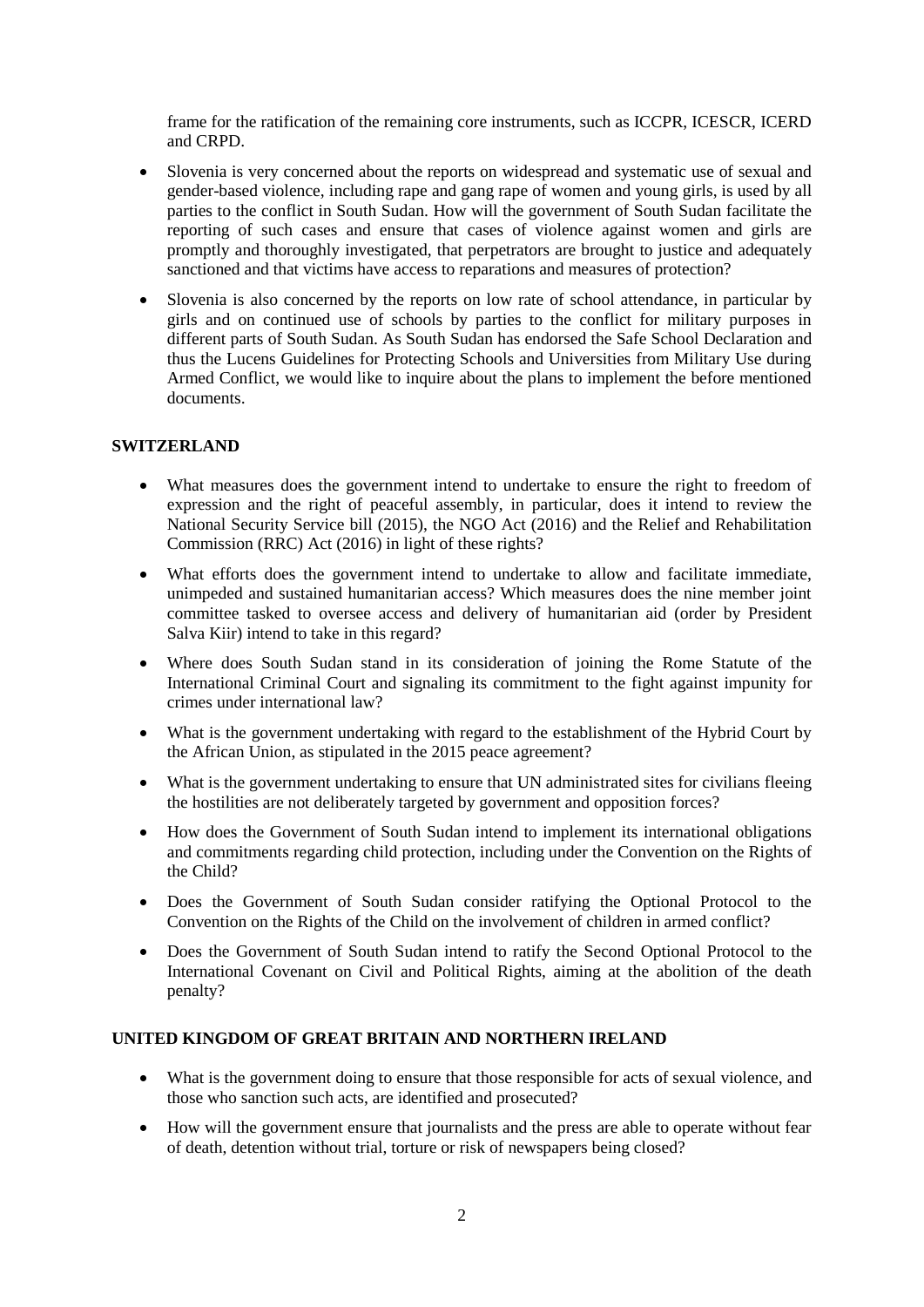frame for the ratification of the remaining core instruments, such as ICCPR, ICESCR, ICERD and CRPD.

- Slovenia is very concerned about the reports on widespread and systematic use of sexual and gender-based violence, including rape and gang rape of women and young girls, is used by all parties to the conflict in South Sudan. How will the government of South Sudan facilitate the reporting of such cases and ensure that cases of violence against women and girls are promptly and thoroughly investigated, that perpetrators are brought to justice and adequately sanctioned and that victims have access to reparations and measures of protection?
- Slovenia is also concerned by the reports on low rate of school attendance, in particular by girls and on continued use of schools by parties to the conflict for military purposes in different parts of South Sudan. As South Sudan has endorsed the Safe School Declaration and thus the Lucens Guidelines for Protecting Schools and Universities from Military Use during Armed Conflict, we would like to inquire about the plans to implement the before mentioned documents.

**SWITZERLAND**

- What measures does the government intend to undertake to ensure the right to freedom of expression and the right of peaceful assembly, in particular, does it intend to review the National Security Service bill (2015), the NGO Act (2016) and the Relief and Rehabilitation Commission (RRC) Act (2016) in light of these rights?
- What efforts does the government intend to undertake to allow and facilitate immediate, unimpeded and sustained humanitarian access? Which measures does the nine member joint committee tasked to oversee access and delivery of humanitarian aid (order by President Salva Kiir) intend to take in this regard?
- Where does South Sudan stand in its consideration of joining the Rome Statute of the International Criminal Court and signaling its commitment to the fight against impunity for crimes under international law?
- What is the government undertaking with regard to the establishment of the Hybrid Court by the African Union, as stipulated in the 2015 peace agreement?
- What is the government undertaking to ensure that UN administrated sites for civilians fleeing the hostilities are not deliberately targeted by government and opposition forces?
- How does the Government of South Sudan intend to implement its international obligations and commitments regarding child protection, including under the Convention on the Rights of the Child?
- Does the Government of South Sudan consider ratifying the Optional Protocol to the Convention on the Rights of the Child on the involvement of children in armed conflict?
- Does the Government of South Sudan intend to ratify the Second Optional Protocol to the International Covenant on Civil and Political Rights, aiming at the abolition of the death penalty?

**UNITED KINGDOM OF GREAT BRITAIN AND NORTHERN IRELAND**

- What is the government doing to ensure that those responsible for acts of sexual violence, and those who sanction such acts, are identified and prosecuted?
- How will the government ensure that journalists and the press are able to operate without fear of death, detention without trial, torture or risk of newspapers being closed?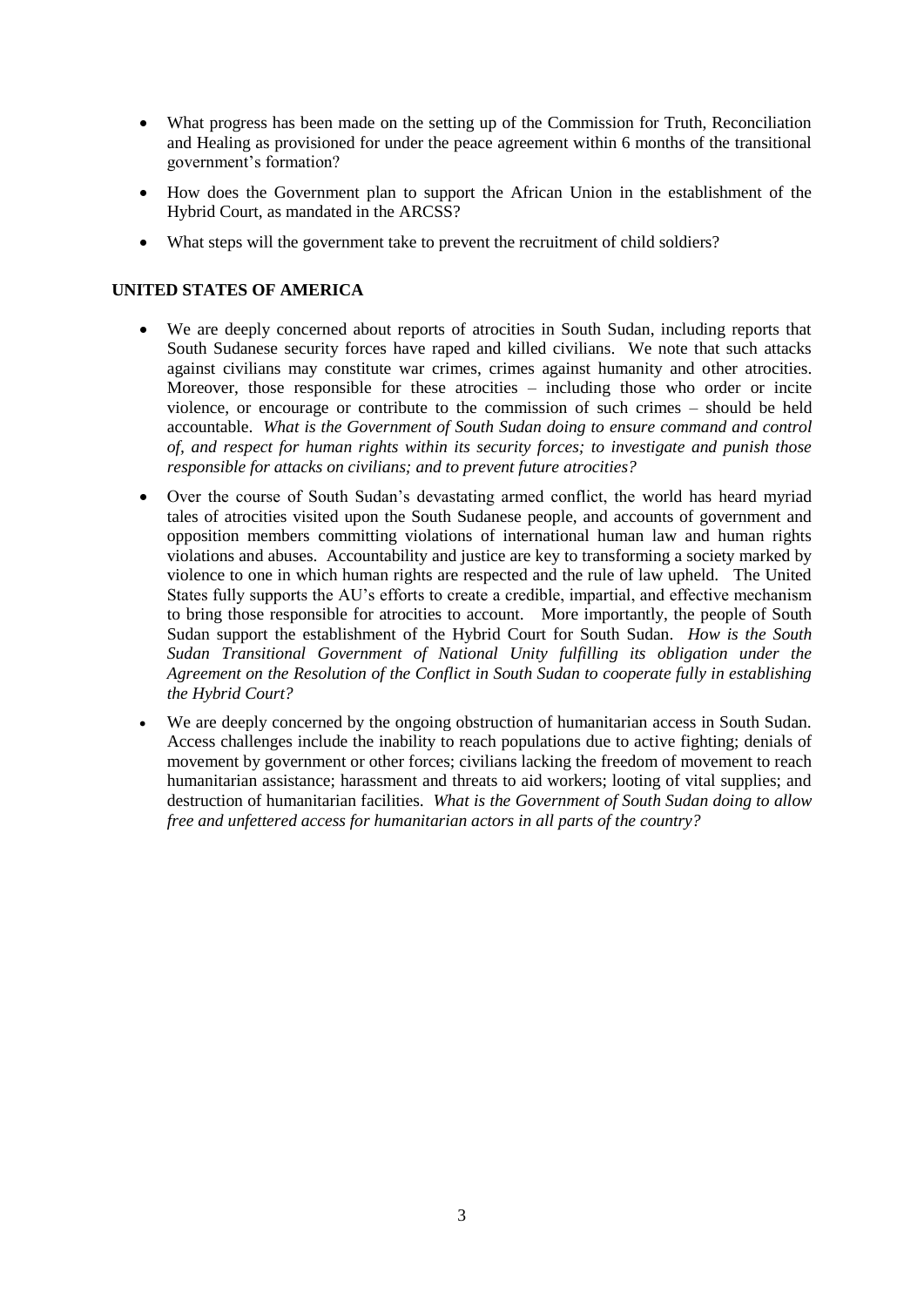- What progress has been made on the setting up of the Commission for Truth, Reconciliation and Healing as provisioned for under the peace agreement within 6 months of the transitional government's formation?
- How does the Government plan to support the African Union in the establishment of the Hybrid Court, as mandated in the ARCSS?
- What steps will the government take to prevent the recruitment of child soldiers?

**UNITED STATES OF AMERICA**

- We are deeply concerned about reports of atrocities in South Sudan, including reports that South Sudanese security forces have raped and killed civilians. We note that such attacks against civilians may constitute war crimes, crimes against humanity and other atrocities. Moreover, those responsible for these atrocities – including those who order or incite violence, or encourage or contribute to the commission of such crimes – should be held accountable. *What is the Government of South Sudan doing to ensure command and control of, and respect for human rights within its security forces; to investigate and punish those responsible for attacks on civilians; and to prevent future atrocities?*
- Over the course of South Sudan's devastating armed conflict, the world has heard myriad tales of atrocities visited upon the South Sudanese people, and accounts of government and opposition members committing violations of international human law and human rights violations and abuses. Accountability and justice are key to transforming a society marked by violence to one in which human rights are respected and the rule of law upheld. The United States fully supports the AU's efforts to create a credible, impartial, and effective mechanism to bring those responsible for atrocities to account. More importantly, the people of South Sudan support the establishment of the Hybrid Court for South Sudan. *How is the South Sudan Transitional Government of National Unity fulfilling its obligation under the Agreement on the Resolution of the Conflict in South Sudan to cooperate fully in establishing the Hybrid Court?*
- We are deeply concerned by the ongoing obstruction of humanitarian access in South Sudan. Access challenges include the inability to reach populations due to active fighting; denials of movement by government or other forces; civilians lacking the freedom of movement to reach humanitarian assistance; harassment and threats to aid workers; looting of vital supplies; and destruction of humanitarian facilities. *What is the Government of South Sudan doing to allow free and unfettered access for humanitarian actors in all parts of the country?*